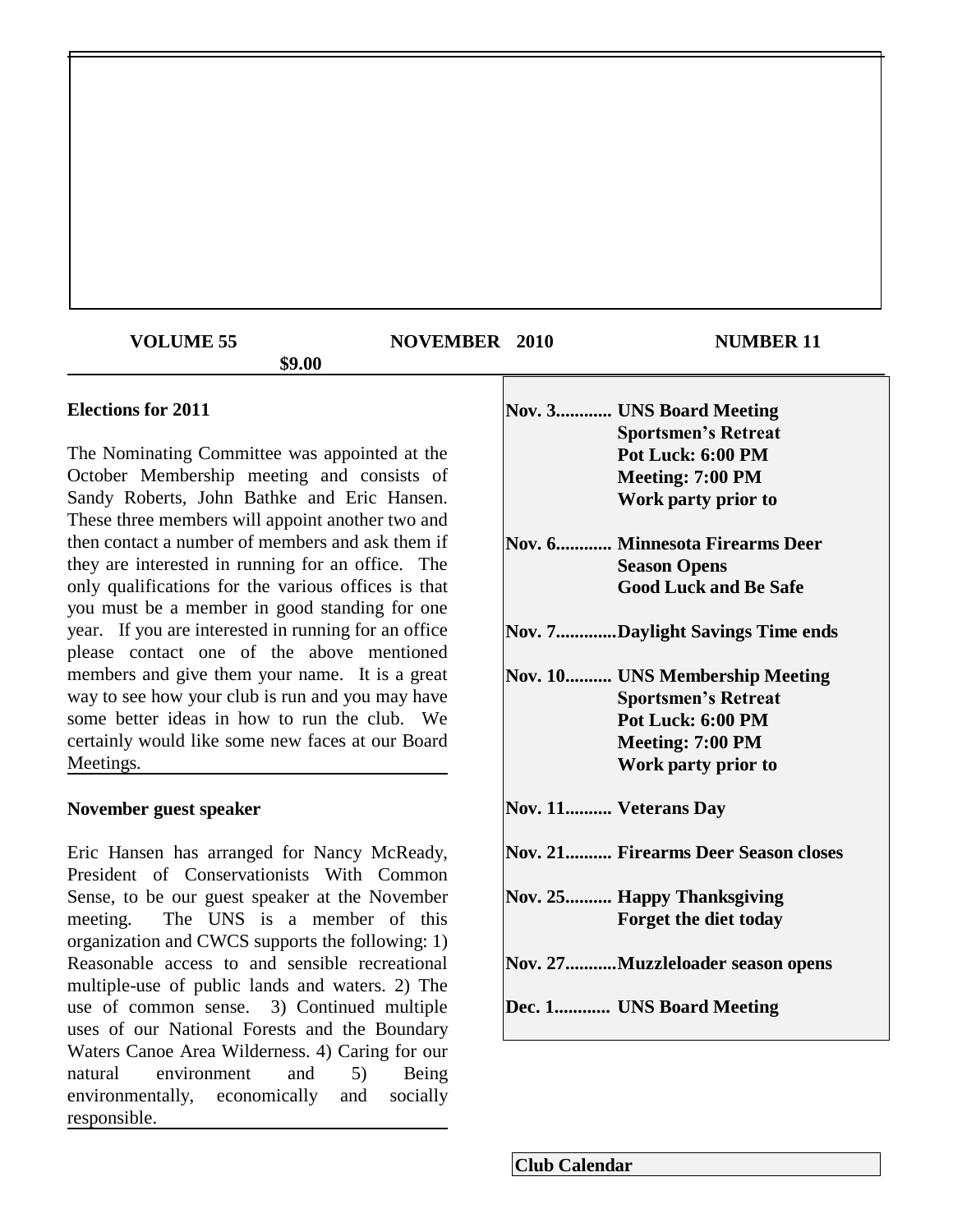**VOLUME 55** **NOVEMBER 2010** **NUMBER 11**

**$9.00**

## Elections for 2011

The Nominating Committee was appointed at the October Membership meeting and consists of Sandy Roberts, John Bathke and Eric Hansen. These three members will appoint another two and then contact a number of members and ask them if they are interested in running for an office. The only qualifications for the various offices is that you must be a member in good standing for one year. If you are interested in running for an office please contact one of the above mentioned members and give them your name. It is a great way to see how your club is run and you may have some better ideas in how to run the club. We certainly would like some new faces at our Board Meetings.

## November guest speaker

Eric Hansen has arranged for Nancy McReady, President of Conservationists With Common Sense, to be our guest speaker at the November meeting. The UNS is a member of this organization and CWCS supports the following: 1) Reasonable access to and sensible recreational multiple-use of public lands and waters. 2) The use of common sense. 3) Continued multiple uses of our National Forests and the Boundary Waters Canoe Area Wilderness. 4) Caring for our natural environment and 5) Being environmentally, economically and socially responsible.

## Club Calendar

**Nov. 3............ UNS Board Meeting**
**Sportsmen's Retreat**
**Pot Luck: 6:00 PM**
**Meeting: 7:00 PM**
**Work party prior to**

**Nov. 6............ Minnesota Firearms Deer Season Opens**
**Good Luck and Be Safe**

**Nov. 7.............Daylight Savings Time ends**

**Nov. 10.......... UNS Membership Meeting**
**Sportsmen's Retreat**
**Pot Luck: 6:00 PM**
**Meeting: 7:00 PM**
**Work party prior to**

**Nov. 11.......... Veterans Day**

**Nov. 21.......... Firearms Deer Season closes**

**Nov. 25.......... Happy Thanksgiving**
**Forget the diet today**

**Nov. 27...........Muzzleloader season opens**

**Dec. 1............ UNS Board Meeting**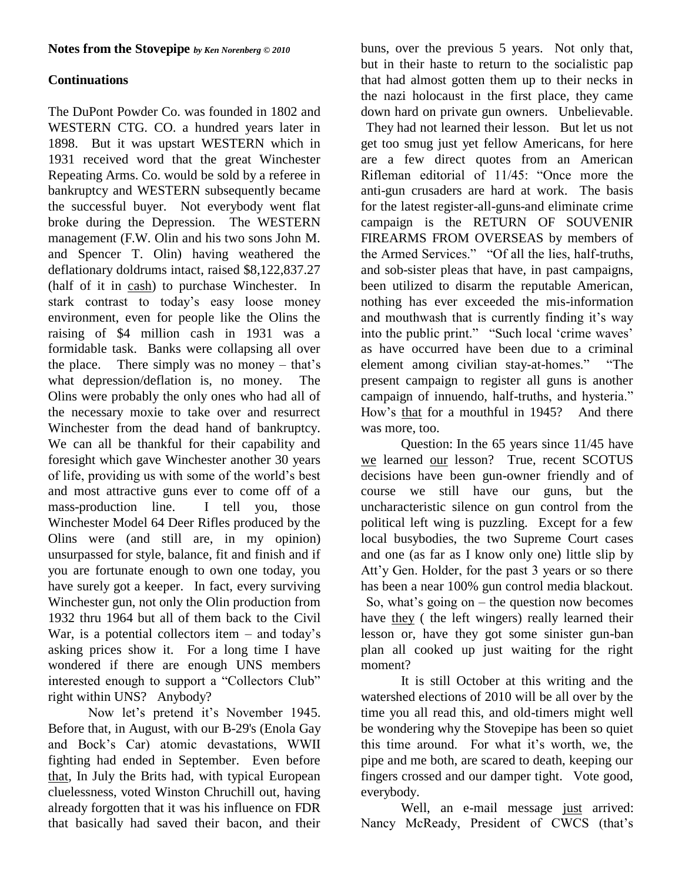**Notes from the Stovepipe** *by Ken Norenberg © 2010*

**Continuations**

The DuPont Powder Co. was founded in 1802 and WESTERN CTG. CO. a hundred years later in 1898. But it was upstart WESTERN which in 1931 received word that the great Winchester Repeating Arms. Co. would be sold by a referee in bankruptcy and WESTERN subsequently became the successful buyer. Not everybody went flat broke during the Depression. The WESTERN management (F.W. Olin and his two sons John M. and Spencer T. Olin) having weathered the deflationary doldrums intact, raised $8,122,837.27 (half of it in <u>cash</u>) to purchase Winchester. In stark contrast to today's easy loose money environment, even for people like the Olins the raising of $4 million cash in 1931 was a formidable task. Banks were collapsing all over the place. There simply was no money – that's what depression/deflation is, no money. The Olins were probably the only ones who had all of the necessary moxie to take over and resurrect Winchester from the dead hand of bankruptcy. We can all be thankful for their capability and foresight which gave Winchester another 30 years of life, providing us with some of the world's best and most attractive guns ever to come off of a mass-production line. I tell you, those Winchester Model 64 Deer Rifles produced by the Olins were (and still are, in my opinion) unsurpassed for style, balance, fit and finish and if you are fortunate enough to own one today, you have surely got a keeper. In fact, every surviving Winchester gun, not only the Olin production from 1932 thru 1964 but all of them back to the Civil War, is a potential collectors item – and today's asking prices show it. For a long time I have wondered if there are enough UNS members interested enough to support a "Collectors Club" right within UNS? Anybody?

Now let's pretend it's November 1945. Before that, in August, with our B-29's (Enola Gay and Bock's Car) atomic devastations, WWII fighting had ended in September. Even before <u>that</u>, In July the Brits had, with typical European cluelessness, voted Winston Chruchill out, having already forgotten that it was his influence on FDR that basically had saved their bacon, and their buns, over the previous 5 years. Not only that, but in their haste to return to the socialistic pap that had almost gotten them up to their necks in the nazi holocaust in the first place, they came down hard on private gun owners. Unbelievable. They had not learned their lesson. But let us not get too smug just yet fellow Americans, for here are a few direct quotes from an American Rifleman editorial of 11/45: "Once more the anti-gun crusaders are hard at work. The basis for the latest register-all-guns-and eliminate crime campaign is the RETURN OF SOUVENIR FIREARMS FROM OVERSEAS by members of the Armed Services." "Of all the lies, half-truths, and sob-sister pleas that have, in past campaigns, been utilized to disarm the reputable American, nothing has ever exceeded the mis-information and mouthwash that is currently finding it's way into the public print." "Such local 'crime waves' as have occurred have been due to a criminal element among civilian stay-at-homes." "The present campaign to register all guns is another campaign of innuendo, half-truths, and hysteria." How's <u>that</u> for a mouthful in 1945? And there was more, too.

Question: In the 65 years since 11/45 have <u>we</u> learned <u>our</u> lesson? True, recent SCOTUS decisions have been gun-owner friendly and of course we still have our guns, but the uncharacteristic silence on gun control from the political left wing is puzzling. Except for a few local busybodies, the two Supreme Court cases and one (as far as I know only one) little slip by Att'y Gen. Holder, for the past 3 years or so there has been a near 100% gun control media blackout. So, what's going on – the question now becomes have <u>they</u> ( the left wingers) really learned their lesson or, have they got some sinister gun-ban plan all cooked up just waiting for the right moment?

It is still October at this writing and the watershed elections of 2010 will be all over by the time you all read this, and old-timers might well be wondering why the Stovepipe has been so quiet this time around. For what it's worth, we, the pipe and me both, are scared to death, keeping our fingers crossed and our damper tight. Vote good, everybody.

Well, an e-mail message <u>just</u> arrived: Nancy McReady, President of CWCS (that's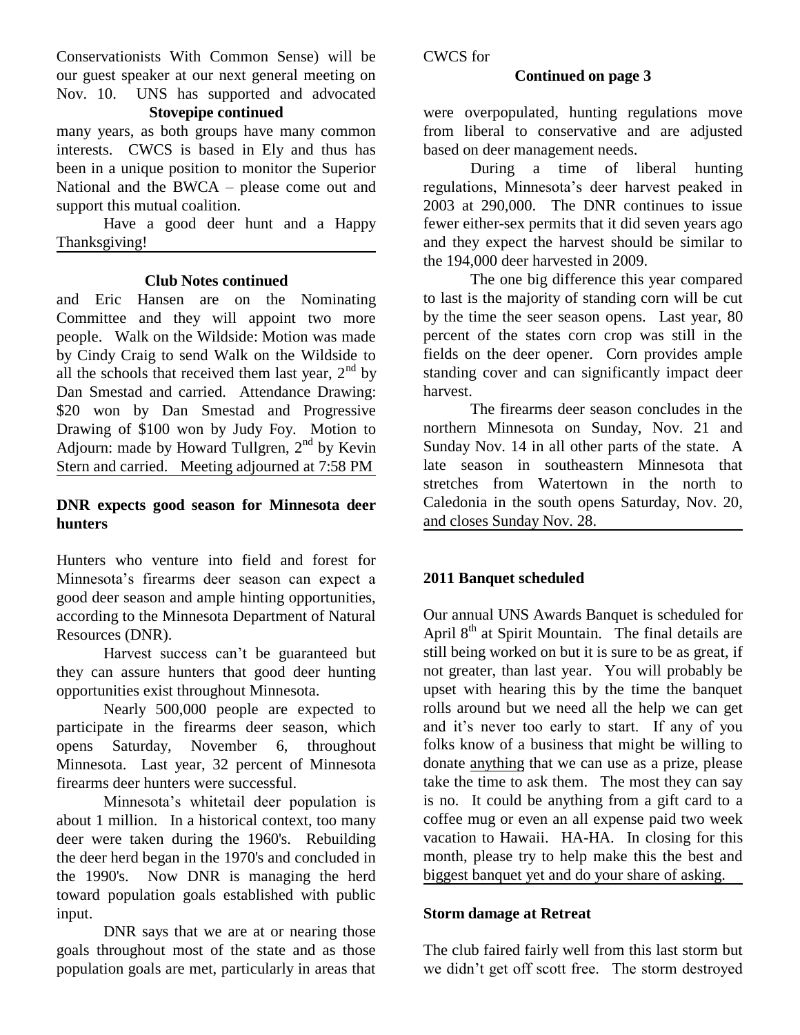Conservationists With Common Sense) will be our guest speaker at our next general meeting on Nov. 10. UNS has supported and advocated CWCS for

**Stovepipe continued**

many years, as both groups have many common interests. CWCS is based in Ely and thus has been in a unique position to monitor the Superior National and the BWCA – please come out and support this mutual coalition.

Have a good deer hunt and a Happy Thanksgiving!

**Club Notes continued**

and Eric Hansen are on the Nominating Committee and they will appoint two more people. Walk on the Wildside: Motion was made by Cindy Craig to send Walk on the Wildside to all the schools that received them last year, 2nd by Dan Smestad and carried. Attendance Drawing: $20 won by Dan Smestad and Progressive Drawing of $100 won by Judy Foy. Motion to Adjourn: made by Howard Tullgren, 2nd by Kevin Stern and carried. Meeting adjourned at 7:58 PM

### DNR expects good season for Minnesota deer hunters

Hunters who venture into field and forest for Minnesota's firearms deer season can expect a good deer season and ample hinting opportunities, according to the Minnesota Department of Natural Resources (DNR).

Harvest success can't be guaranteed but they can assure hunters that good deer hunting opportunities exist throughout Minnesota.

Nearly 500,000 people are expected to participate in the firearms deer season, which opens Saturday, November 6, throughout Minnesota. Last year, 32 percent of Minnesota firearms deer hunters were successful.

Minnesota's whitetail deer population is about 1 million. In a historical context, too many deer were taken during the 1960's. Rebuilding the deer herd began in the 1970's and concluded in the 1990's. Now DNR is managing the herd toward population goals established with public input.

DNR says that we are at or nearing those goals throughout most of the state and as those population goals are met, particularly in areas that

**Continued on page 3**

were overpopulated, hunting regulations move from liberal to conservative and are adjusted based on deer management needs.

During a time of liberal hunting regulations, Minnesota's deer harvest peaked in 2003 at 290,000. The DNR continues to issue fewer either-sex permits that it did seven years ago and they expect the harvest should be similar to the 194,000 deer harvested in 2009.

The one big difference this year compared to last is the majority of standing corn will be cut by the time the seer season opens. Last year, 80 percent of the states corn crop was still in the fields on the deer opener. Corn provides ample standing cover and can significantly impact deer harvest.

The firearms deer season concludes in the northern Minnesota on Sunday, Nov. 21 and Sunday Nov. 14 in all other parts of the state. A late season in southeastern Minnesota that stretches from Watertown in the north to Caledonia in the south opens Saturday, Nov. 20, and closes Sunday Nov. 28.

### 2011 Banquet scheduled

Our annual UNS Awards Banquet is scheduled for April 8th at Spirit Mountain. The final details are still being worked on but it is sure to be as great, if not greater, than last year. You will probably be upset with hearing this by the time the banquet rolls around but we need all the help we can get and it's never too early to start. If any of you folks know of a business that might be willing to donate anything that we can use as a prize, please take the time to ask them. The most they can say is no. It could be anything from a gift card to a coffee mug or even an all expense paid two week vacation to Hawaii. HA-HA. In closing for this month, please try to help make this the best and biggest banquet yet and do your share of asking.

### Storm damage at Retreat

The club faired fairly well from this last storm but we didn't get off scott free. The storm destroyed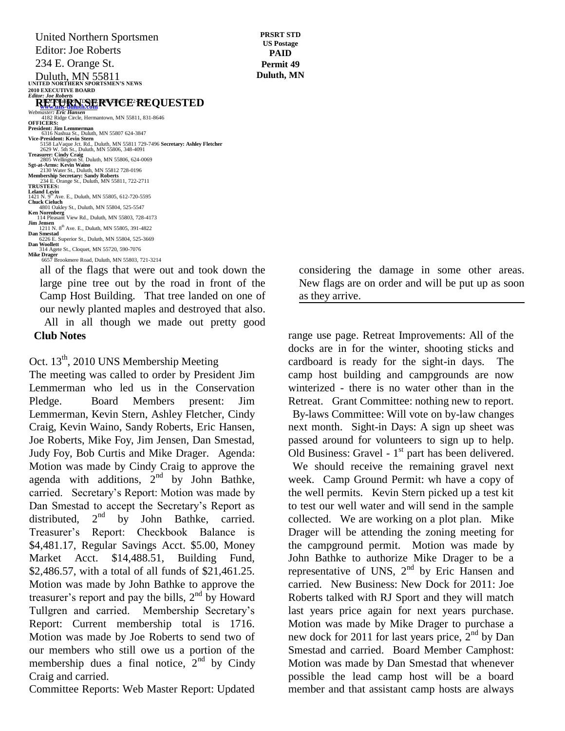United Northern Sportsmen
Editor: Joe Roberts
234 E. Orange St.
Duluth, MN 55811

**PRSRT STD**
**US Postage**
**PAID**
**Permit 49**
**Duluth, MN**

**RETURN SERVICE REQUESTED**

**UNITED NORTHERN SPORTSMEN'S NEWS**
**2010 EXECUTIVE BOARD**
***Editor: Joe Roberts***
**www.uns-duluth.com**
*Webmaster: **Eric Hansen***
4182 Ridge Circle, Hermantown, MN 55811, 831-8646
**OFFICERS:**
**President: Jim Lemmerman**
6316 Nashua St., Duluth, MN 55807 624-3847
**Vice-President: Kevin Stern**
5158 LaVaque Jct. Rd., Duluth, MN 55811 729-7496
**Secretary: Ashley Fletcher**
2629 W. 5th St., Duluth, MN 55806, 348-4091
**Treasurer: Cindy Craig**
2805 Wellington St. Duluth, MN 55806, 624-0069
**Sgt-at-Arms: Kevin Waino**
2130 Water St., Duluth, MN 55812 728-0196
**Membership Secretary: Sandy Roberts**
234 E. Orange St., Duluth, MN 55811, 722-2711
**TRUSTEES:**
**Leland Levin**
1421 N. 9th Ave. E., Duluth, MN 55805, 612-720-5595
**Chuck Cieluch**
4801 Oakley St., Duluth, MN 55804, 525-5547
**Ken Norenberg**
114 Pleasant View Rd., Duluth, MN 55803, 728-4173
**Jim Jensen**
1211 N. 8th Ave. E., Duluth, MN 55805, 391-4822
**Dan Smestad**
6226 E. Superior St., Duluth, MN 55804, 525-3669
**Dan Woollett**
314 Agete St., Cloquet, MN 55720, 590-7076
**Mike Drager**
6657 Brookmere Road, Duluth, MN 55803, 721-3214

all of the flags that were out and took down the large pine tree out by the road in front of the Camp Host Building. That tree landed on one of our newly planted maples and destroyed that also. All in all though we made out pretty good considering the damage in some other areas. New flags are on order and will be put up as soon as they arrive.

## Club Notes

Oct. 13th, 2010 UNS Membership Meeting

The meeting was called to order by President Jim Lemmerman who led us in the Conservation Pledge. Board Members present: Jim Lemmerman, Kevin Stern, Ashley Fletcher, Cindy Craig, Kevin Waino, Sandy Roberts, Eric Hansen, Joe Roberts, Mike Foy, Jim Jensen, Dan Smestad, Judy Foy, Bob Curtis and Mike Drager. Agenda: Motion was made by Cindy Craig to approve the agenda with additions, 2nd by John Bathke, carried. Secretary's Report: Motion was made by Dan Smestad to accept the Secretary's Report as distributed, 2nd by John Bathke, carried. Treasurer's Report: Checkbook Balance is $4,481.17, Regular Savings Acct. $5.00, Money Market Acct. $14,488.51, Building Fund, $2,486.57, with a total of all funds of $21,461.25. Motion was made by John Bathke to approve the treasurer's report and pay the bills, 2nd by Howard Tullgren and carried. Membership Secretary's Report: Current membership total is 1716. Motion was made by Joe Roberts to send two of our members who still owe us a portion of the membership dues a final notice, 2nd by Cindy Craig and carried.

Committee Reports: Web Master Report: Updated range use page. Retreat Improvements: All of the docks are in for the winter, shooting sticks and cardboard is ready for the sight-in days. The camp host building and campgrounds are now winterized - there is no water other than in the Retreat. Grant Committee: nothing new to report. By-laws Committee: Will vote on by-law changes next month. Sight-in Days: A sign up sheet was passed around for volunteers to sign up to help. Old Business: Gravel - 1st part has been delivered. We should receive the remaining gravel next week. Camp Ground Permit: wh have a copy of the well permits. Kevin Stern picked up a test kit to test our well water and will send in the sample collected. We are working on a plot plan. Mike Drager will be attending the zoning meeting for the campground permit. Motion was made by John Bathke to authorize Mike Drager to be a representative of UNS, 2nd by Eric Hansen and carried. New Business: New Dock for 2011: Joe Roberts talked with RJ Sport and they will match last years price again for next years purchase. Motion was made by Mike Drager to purchase a new dock for 2011 for last years price, 2nd by Dan Smestad and carried. Board Member Camphost: Motion was made by Dan Smestad that whenever possible the lead camp host will be a board member and that assistant camp hosts are always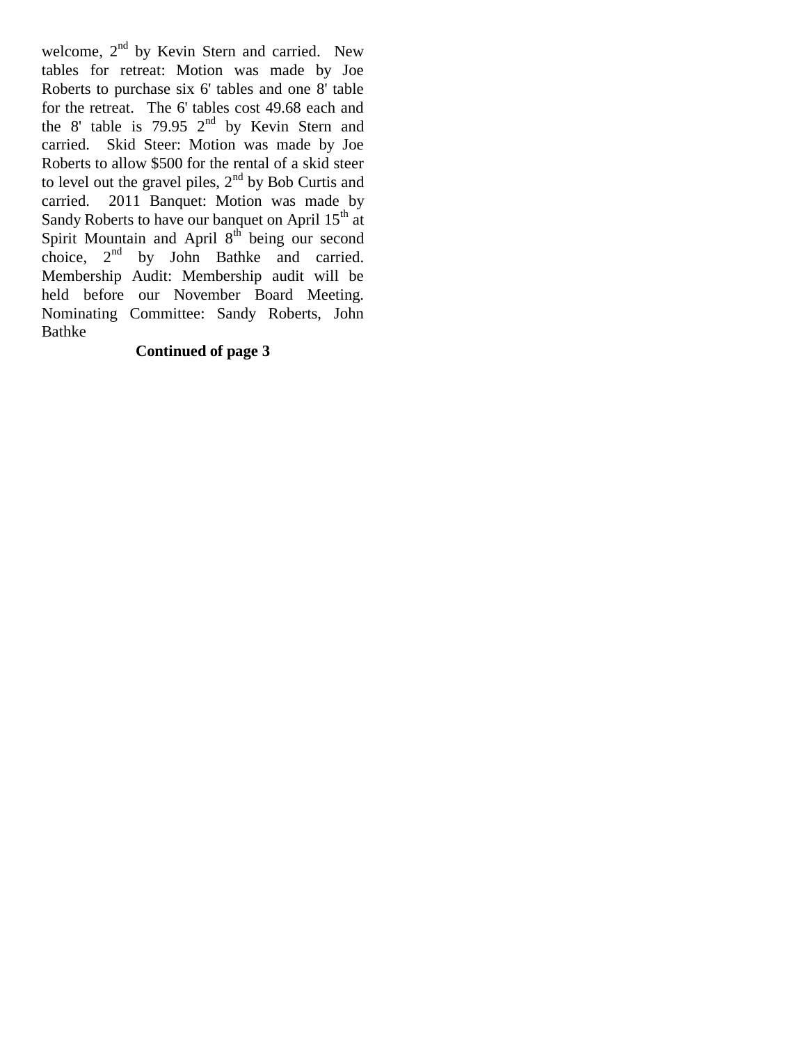welcome, 2nd by Kevin Stern and carried. New tables for retreat: Motion was made by Joe Roberts to purchase six 6' tables and one 8' table for the retreat. The 6' tables cost 49.68 each and the 8' table is 79.95 2nd by Kevin Stern and carried. Skid Steer: Motion was made by Joe Roberts to allow $500 for the rental of a skid steer to level out the gravel piles, 2nd by Bob Curtis and carried. 2011 Banquet: Motion was made by Sandy Roberts to have our banquet on April 15th at Spirit Mountain and April 8th being our second choice, 2nd by John Bathke and carried. Membership Audit: Membership audit will be held before our November Board Meeting. Nominating Committee: Sandy Roberts, John Bathke

**Continued of page 3**